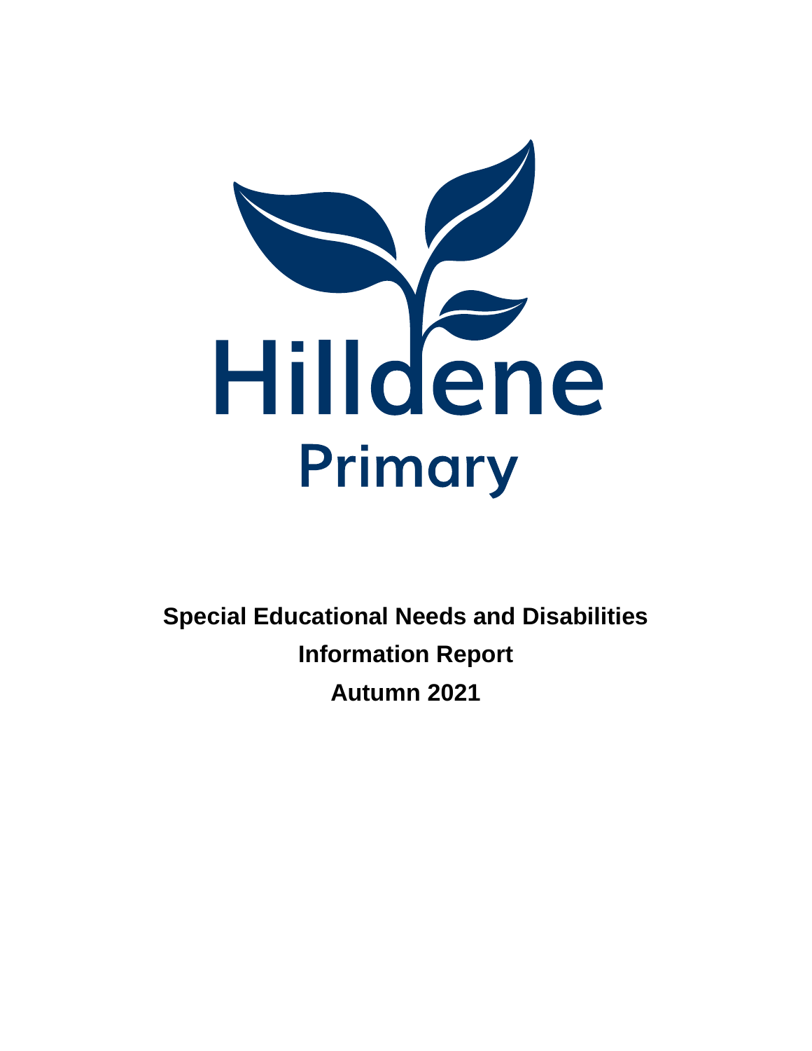Hilldene

Primary

**Special Educational Needs and Disabilities**

**Information Report**

**Autumn 2021**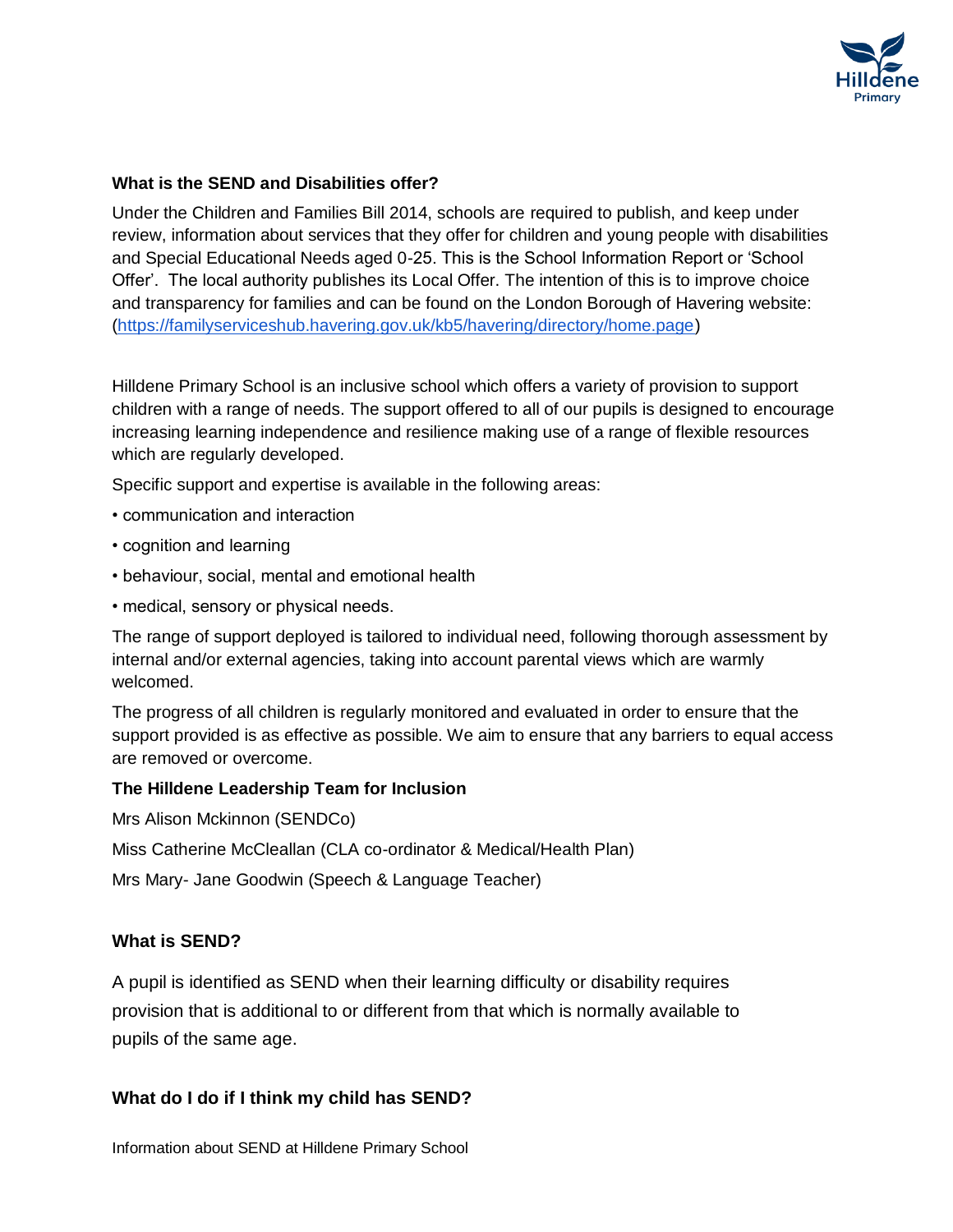### What is the SEND and Disabilities offer?

Under the Children and Families Bill 2014, schools are required to publish, and keep under review, information about services that they offer for children and young people with disabilities and Special Educational Needs aged 0-25. This is the School Information Report or 'School Offer'. The local authority publishes its Local Offer. The intention of this is to improve choice and transparency for families and can be found on the London Borough of Havering website: (https://familyserviceshub.havering.gov.uk/kb5/havering/directory/home.page)

Hilldene Primary School is an inclusive school which offers a variety of provision to support children with a range of needs. The support offered to all of our pupils is designed to encourage increasing learning independence and resilience making use of a range of flexible resources which are regularly developed.

Specific support and expertise is available in the following areas:

- communication and interaction
- cognition and learning
- behaviour, social, mental and emotional health
- medical, sensory or physical needs.

The range of support deployed is tailored to individual need, following thorough assessment by internal and/or external agencies, taking into account parental views which are warmly welcomed.

The progress of all children is regularly monitored and evaluated in order to ensure that the support provided is as effective as possible. We aim to ensure that any barriers to equal access are removed or overcome.

### The Hilldene Leadership Team for Inclusion

Mrs Alison Mckinnon (SENDCo)

Miss Catherine McCleallan (CLA co-ordinator & Medical/Health Plan)

Mrs Mary- Jane Goodwin (Speech & Language Teacher)

### What is SEND?

A pupil is identified as SEND when their learning difficulty or disability requires provision that is additional to or different from that which is normally available to pupils of the same age.

### What do I do if I think my child has SEND?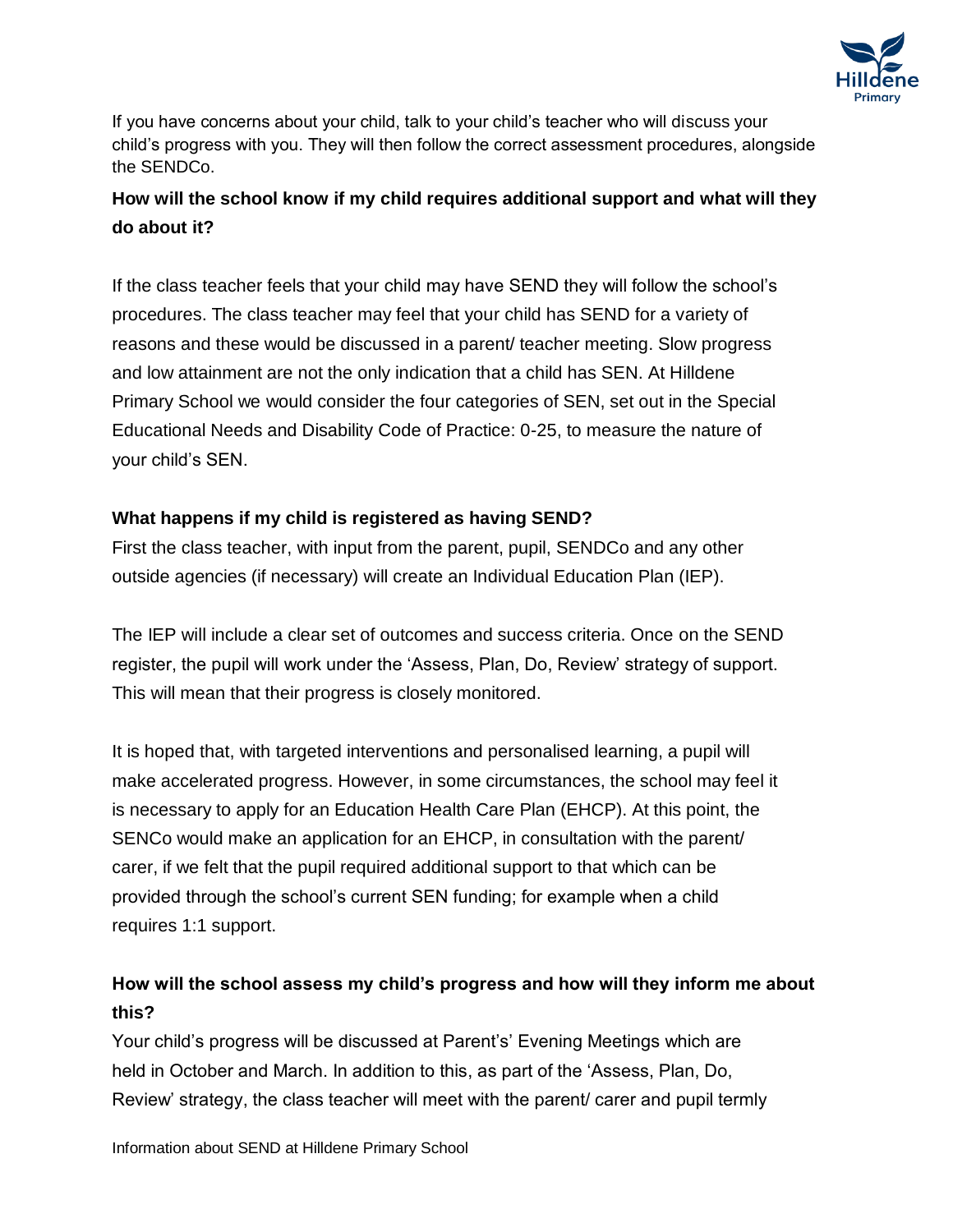If you have concerns about your child, talk to your child's teacher who will discuss your child's progress with you. They will then follow the correct assessment procedures, alongside the SENDCo.

**How will the school know if my child requires additional support and what will they do about it?**

If the class teacher feels that your child may have SEND they will follow the school's procedures. The class teacher may feel that your child has SEND for a variety of reasons and these would be discussed in a parent/ teacher meeting. Slow progress and low attainment are not the only indication that a child has SEN. At Hilldene Primary School we would consider the four categories of SEN, set out in the Special Educational Needs and Disability Code of Practice: 0-25, to measure the nature of your child's SEN.

**What happens if my child is registered as having SEND?**

First the class teacher, with input from the parent, pupil, SENDCo and any other outside agencies (if necessary) will create an Individual Education Plan (IEP).

The IEP will include a clear set of outcomes and success criteria. Once on the SEND register, the pupil will work under the 'Assess, Plan, Do, Review' strategy of support. This will mean that their progress is closely monitored.

It is hoped that, with targeted interventions and personalised learning, a pupil will make accelerated progress. However, in some circumstances, the school may feel it is necessary to apply for an Education Health Care Plan (EHCP). At this point, the SENCo would make an application for an EHCP, in consultation with the parent/ carer, if we felt that the pupil required additional support to that which can be provided through the school's current SEN funding; for example when a child requires 1:1 support.

**How will the school assess my child's progress and how will they inform me about this?**

Your child's progress will be discussed at Parent's' Evening Meetings which are held in October and March. In addition to this, as part of the 'Assess, Plan, Do, Review' strategy, the class teacher will meet with the parent/ carer and pupil termly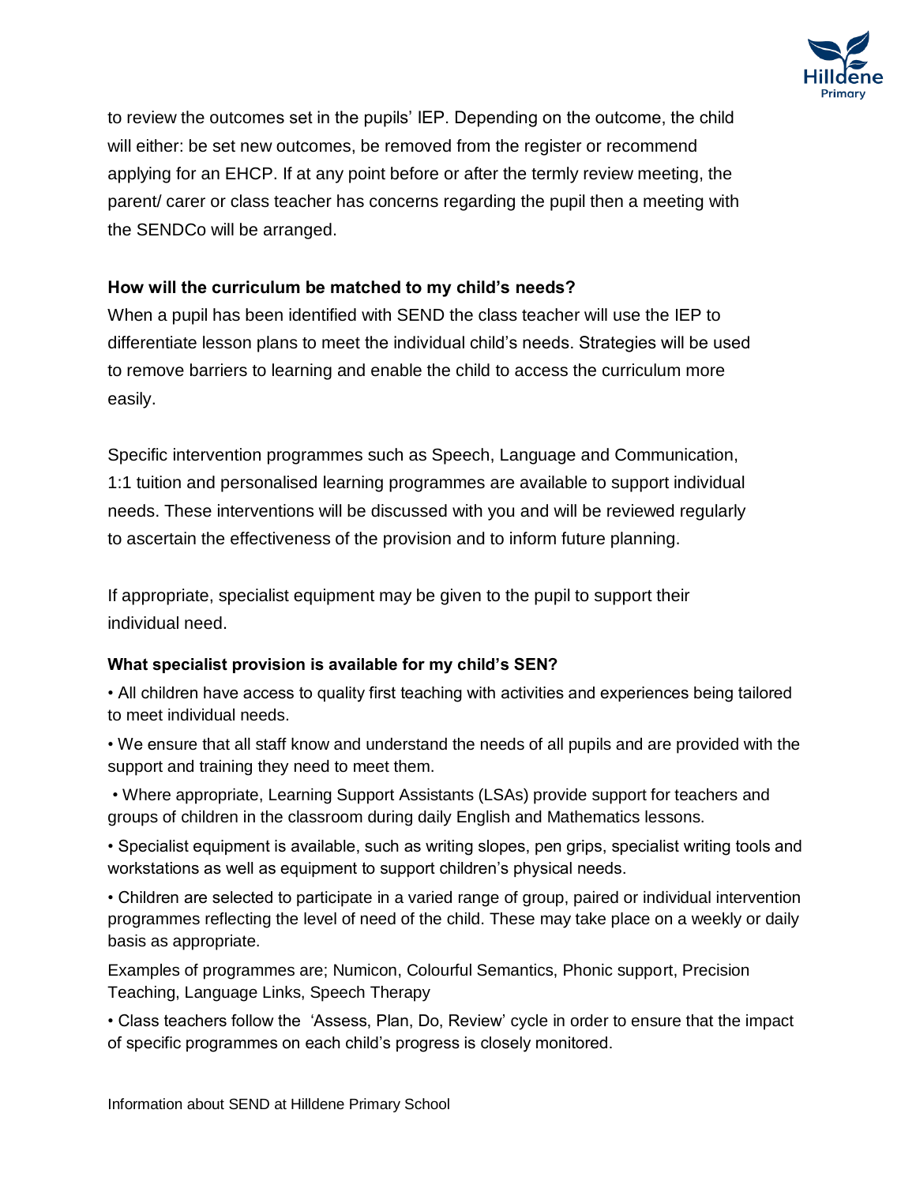to review the outcomes set in the pupils' IEP. Depending on the outcome, the child will either: be set new outcomes, be removed from the register or recommend applying for an EHCP. If at any point before or after the termly review meeting, the parent/ carer or class teacher has concerns regarding the pupil then a meeting with the SENDCo will be arranged.

**How will the curriculum be matched to my child's needs?**

When a pupil has been identified with SEND the class teacher will use the IEP to differentiate lesson plans to meet the individual child's needs. Strategies will be used to remove barriers to learning and enable the child to access the curriculum more easily.

Specific intervention programmes such as Speech, Language and Communication, 1:1 tuition and personalised learning programmes are available to support individual needs. These interventions will be discussed with you and will be reviewed regularly to ascertain the effectiveness of the provision and to inform future planning.

If appropriate, specialist equipment may be given to the pupil to support their individual need.

**What specialist provision is available for my child's SEN?**

- All children have access to quality first teaching with activities and experiences being tailored to meet individual needs.
- We ensure that all staff know and understand the needs of all pupils and are provided with the support and training they need to meet them.
- Where appropriate, Learning Support Assistants (LSAs) provide support for teachers and groups of children in the classroom during daily English and Mathematics lessons.
- Specialist equipment is available, such as writing slopes, pen grips, specialist writing tools and workstations as well as equipment to support children's physical needs.
- Children are selected to participate in a varied range of group, paired or individual intervention programmes reflecting the level of need of the child. These may take place on a weekly or daily basis as appropriate.

Examples of programmes are; Numicon, Colourful Semantics, Phonic support, Precision Teaching, Language Links, Speech Therapy

- Class teachers follow the 'Assess, Plan, Do, Review' cycle in order to ensure that the impact of specific programmes on each child's progress is closely monitored.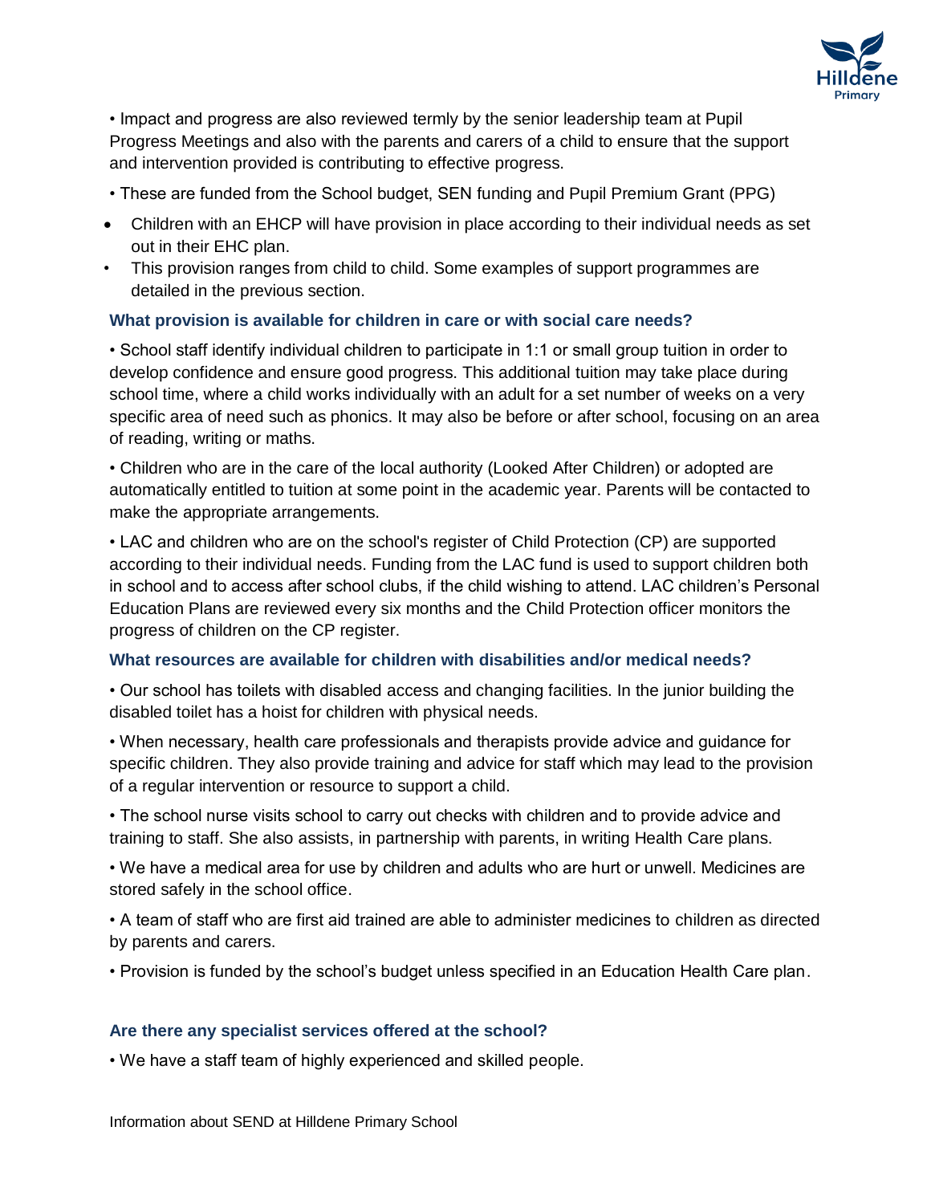- Impact and progress are also reviewed termly by the senior leadership team at Pupil Progress Meetings and also with the parents and carers of a child to ensure that the support and intervention provided is contributing to effective progress.
- These are funded from the School budget, SEN funding and Pupil Premium Grant (PPG)
- Children with an EHCP will have provision in place according to their individual needs as set out in their EHC plan.
- This provision ranges from child to child. Some examples of support programmes are detailed in the previous section.

### What provision is available for children in care or with social care needs?

- School staff identify individual children to participate in 1:1 or small group tuition in order to develop confidence and ensure good progress. This additional tuition may take place during school time, where a child works individually with an adult for a set number of weeks on a very specific area of need such as phonics. It may also be before or after school, focusing on an area of reading, writing or maths.

- Children who are in the care of the local authority (Looked After Children) or adopted are automatically entitled to tuition at some point in the academic year. Parents will be contacted to make the appropriate arrangements.

- LAC and children who are on the school's register of Child Protection (CP) are supported according to their individual needs. Funding from the LAC fund is used to support children both in school and to access after school clubs, if the child wishing to attend. LAC children's Personal Education Plans are reviewed every six months and the Child Protection officer monitors the progress of children on the CP register.

### What resources are available for children with disabilities and/or medical needs?

- Our school has toilets with disabled access and changing facilities. In the junior building the disabled toilet has a hoist for children with physical needs.

- When necessary, health care professionals and therapists provide advice and guidance for specific children. They also provide training and advice for staff which may lead to the provision of a regular intervention or resource to support a child.

- The school nurse visits school to carry out checks with children and to provide advice and training to staff. She also assists, in partnership with parents, in writing Health Care plans.

- We have a medical area for use by children and adults who are hurt or unwell. Medicines are stored safely in the school office.

- A team of staff who are first aid trained are able to administer medicines to children as directed by parents and carers.

- Provision is funded by the school's budget unless specified in an Education Health Care plan.

### Are there any specialist services offered at the school?

- We have a staff team of highly experienced and skilled people.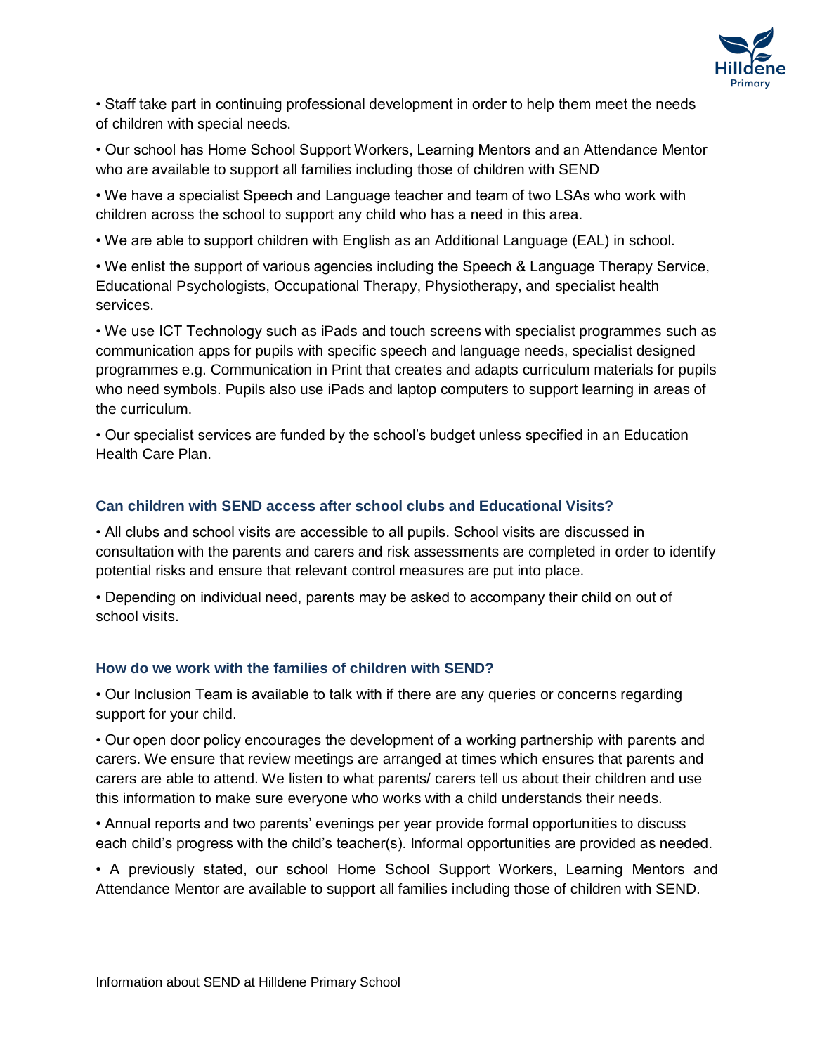- Staff take part in continuing professional development in order to help them meet the needs of children with special needs.
- Our school has Home School Support Workers, Learning Mentors and an Attendance Mentor who are available to support all families including those of children with SEND
- We have a specialist Speech and Language teacher and team of two LSAs who work with children across the school to support any child who has a need in this area.
- We are able to support children with English as an Additional Language (EAL) in school.
- We enlist the support of various agencies including the Speech & Language Therapy Service, Educational Psychologists, Occupational Therapy, Physiotherapy, and specialist health services.
- We use ICT Technology such as iPads and touch screens with specialist programmes such as communication apps for pupils with specific speech and language needs, specialist designed programmes e.g. Communication in Print that creates and adapts curriculum materials for pupils who need symbols. Pupils also use iPads and laptop computers to support learning in areas of the curriculum.
- Our specialist services are funded by the school's budget unless specified in an Education Health Care Plan.

### Can children with SEND access after school clubs and Educational Visits?

- All clubs and school visits are accessible to all pupils. School visits are discussed in consultation with the parents and carers and risk assessments are completed in order to identify potential risks and ensure that relevant control measures are put into place.
- Depending on individual need, parents may be asked to accompany their child on out of school visits.

### How do we work with the families of children with SEND?

- Our Inclusion Team is available to talk with if there are any queries or concerns regarding support for your child.
- Our open door policy encourages the development of a working partnership with parents and carers. We ensure that review meetings are arranged at times which ensures that parents and carers are able to attend. We listen to what parents/ carers tell us about their children and use this information to make sure everyone who works with a child understands their needs.
- Annual reports and two parents' evenings per year provide formal opportunities to discuss each child's progress with the child's teacher(s). Informal opportunities are provided as needed.
- A previously stated, our school Home School Support Workers, Learning Mentors and Attendance Mentor are available to support all families including those of children with SEND.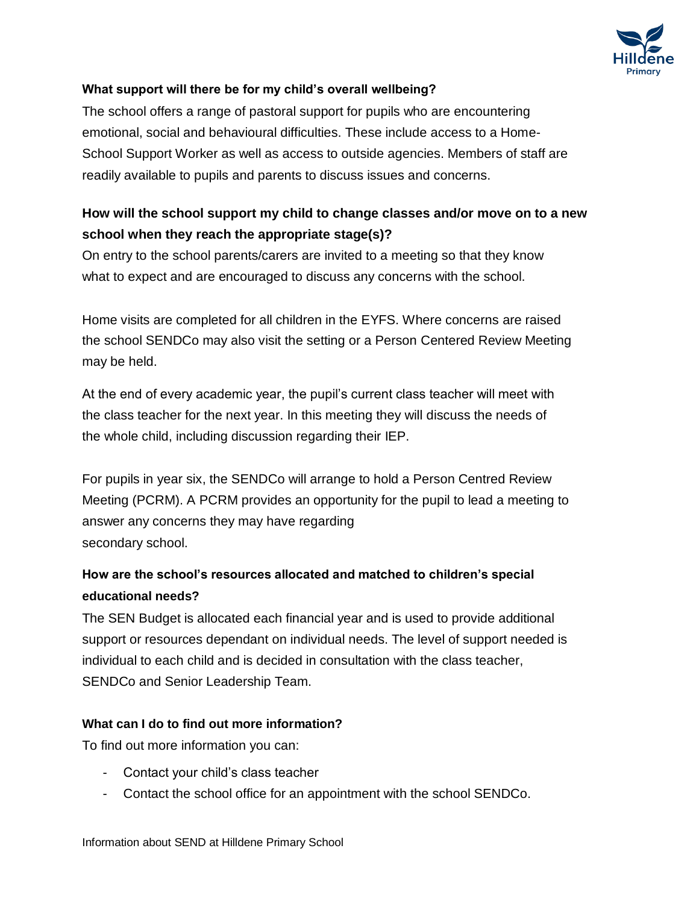**What support will there be for my child's overall wellbeing?**

The school offers a range of pastoral support for pupils who are encountering emotional, social and behavioural difficulties. These include access to a Home-School Support Worker as well as access to outside agencies. Members of staff are readily available to pupils and parents to discuss issues and concerns.

**How will the school support my child to change classes and/or move on to a new school when they reach the appropriate stage(s)?**

On entry to the school parents/carers are invited to a meeting so that they know what to expect and are encouraged to discuss any concerns with the school.

Home visits are completed for all children in the EYFS. Where concerns are raised the school SENDCo may also visit the setting or a Person Centered Review Meeting may be held.

At the end of every academic year, the pupil's current class teacher will meet with the class teacher for the next year. In this meeting they will discuss the needs of the whole child, including discussion regarding their IEP.

For pupils in year six, the SENDCo will arrange to hold a Person Centred Review Meeting (PCRM). A PCRM provides an opportunity for the pupil to lead a meeting to answer any concerns they may have regarding secondary school.

**How are the school's resources allocated and matched to children's special educational needs?**

The SEN Budget is allocated each financial year and is used to provide additional support or resources dependant on individual needs. The level of support needed is individual to each child and is decided in consultation with the class teacher, SENDCo and Senior Leadership Team.

**What can I do to find out more information?**

To find out more information you can:

- Contact your child's class teacher
- Contact the school office for an appointment with the school SENDCo.